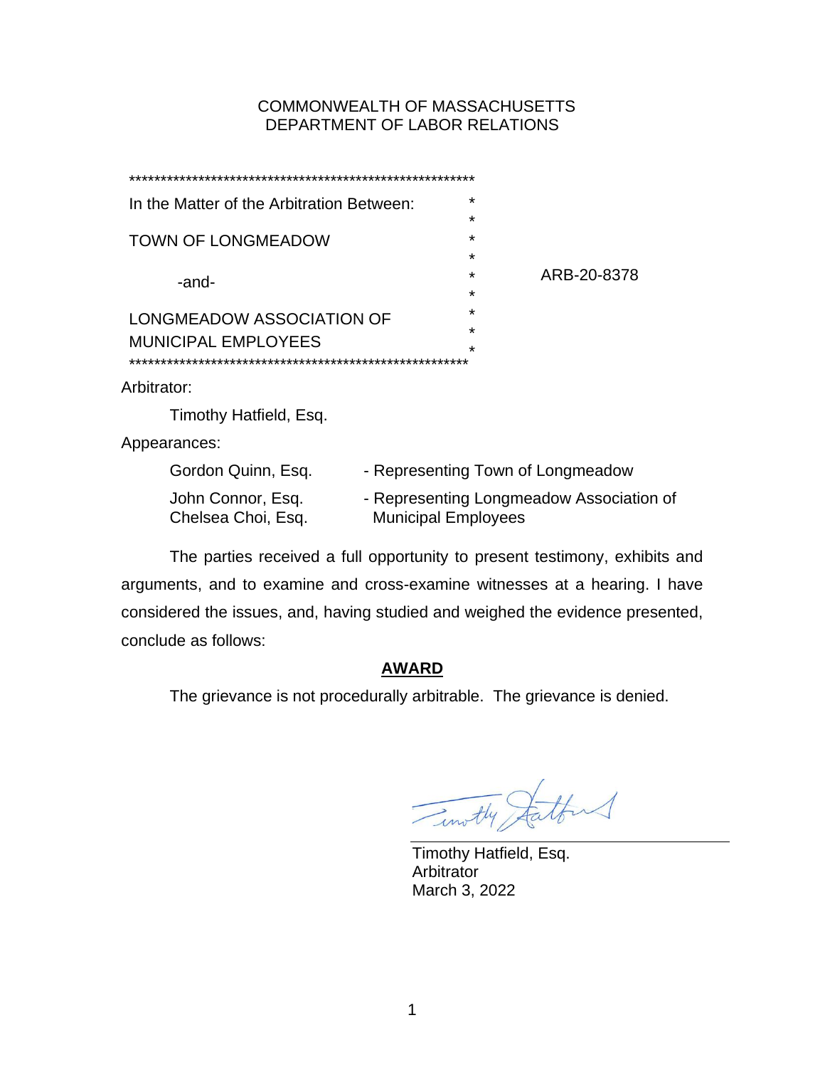COMMONWEALTH OF MASSACHUSETTS
DEPARTMENT OF LABOR RELATIONS

| | |
|---|---|
| In the Matter of the Arbitration Between:<br><br>TOWN OF LONGMEADOW<br><br>-and-<br><br>LONGMEADOW ASSOCIATION OF MUNICIPAL EMPLOYEES | ARB-20-8378 |

Arbitrator:

Timothy Hatfield, Esq.

Appearances:

| | |
|---|---|
| Gordon Quinn, Esq. | - Representing Town of Longmeadow |
| John Connor, Esq.<br>Chelsea Choi, Esq. | - Representing Longmeadow Association of Municipal Employees |

The parties received a full opportunity to present testimony, exhibits and arguments, and to examine and cross-examine witnesses at a hearing. I have considered the issues, and, having studied and weighed the evidence presented, conclude as follows:

## AWARD

The grievance is not procedurally arbitrable. The grievance is denied.

Timothy Hatfield, Esq.
Arbitrator
March 3, 2022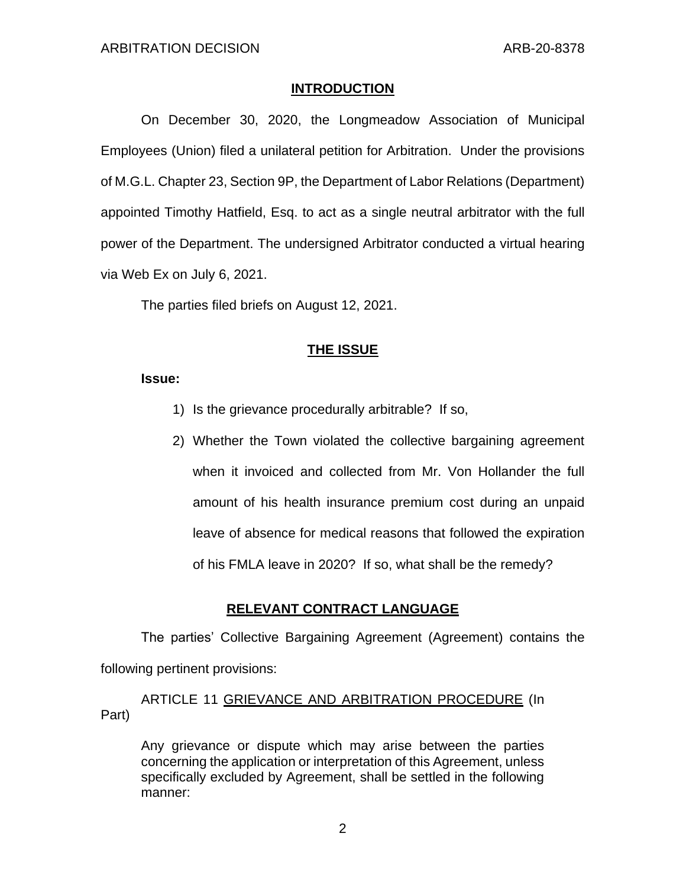## INTRODUCTION

On December 30, 2020, the Longmeadow Association of Municipal Employees (Union) filed a unilateral petition for Arbitration. Under the provisions of M.G.L. Chapter 23, Section 9P, the Department of Labor Relations (Department) appointed Timothy Hatfield, Esq. to act as a single neutral arbitrator with the full power of the Department. The undersigned Arbitrator conducted a virtual hearing via Web Ex on July 6, 2021.

The parties filed briefs on August 12, 2021.

## THE ISSUE

**Issue:**

1) Is the grievance procedurally arbitrable? If so,
2) Whether the Town violated the collective bargaining agreement when it invoiced and collected from Mr. Von Hollander the full amount of his health insurance premium cost during an unpaid leave of absence for medical reasons that followed the expiration of his FMLA leave in 2020? If so, what shall be the remedy?

## RELEVANT CONTRACT LANGUAGE

The parties' Collective Bargaining Agreement (Agreement) contains the following pertinent provisions:

> ARTICLE 11 GRIEVANCE AND ARBITRATION PROCEDURE (In Part)
>
> Any grievance or dispute which may arise between the parties concerning the application or interpretation of this Agreement, unless specifically excluded by Agreement, shall be settled in the following manner: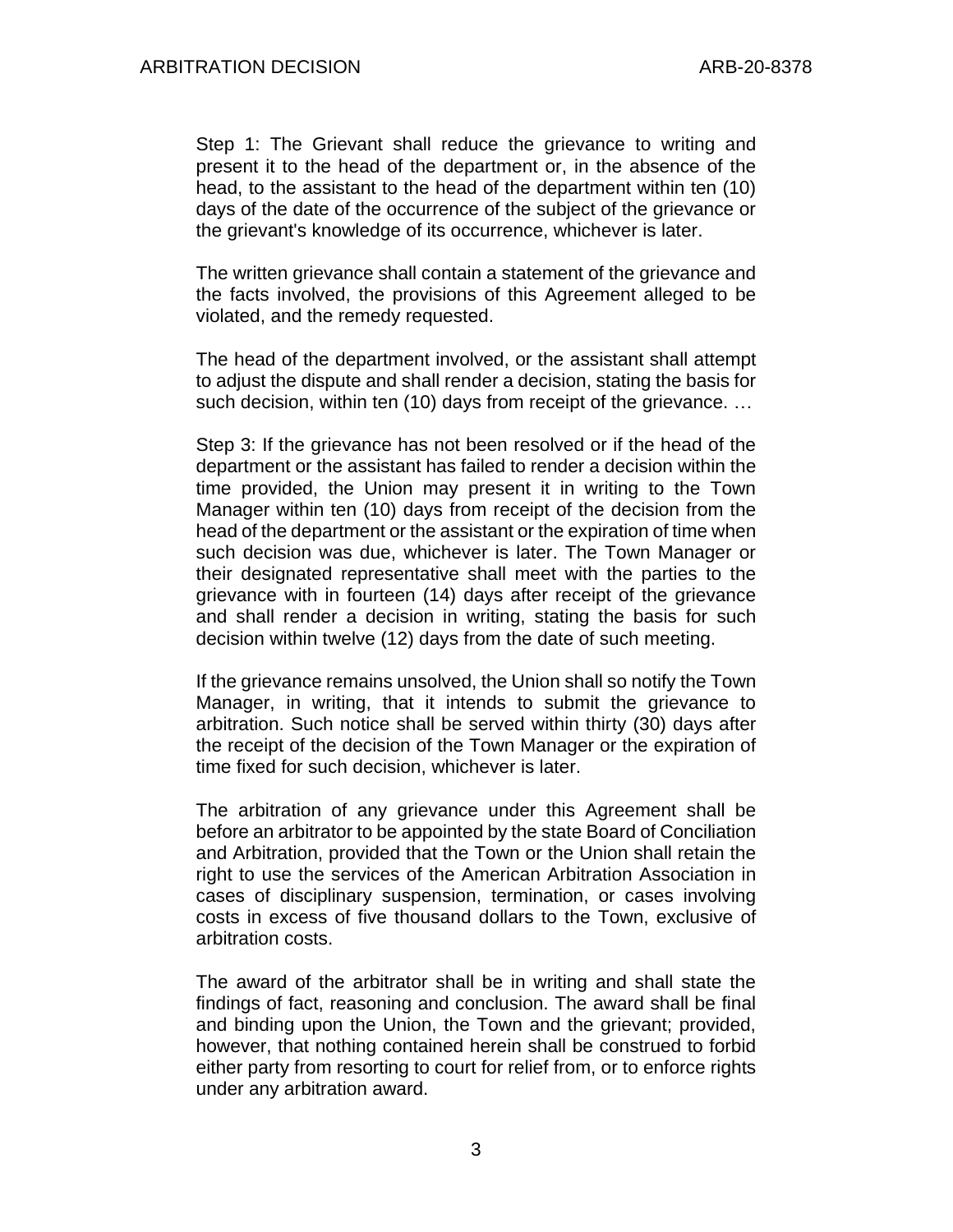Step 1: The Grievant shall reduce the grievance to writing and present it to the head of the department or, in the absence of the head, to the assistant to the head of the department within ten (10) days of the date of the occurrence of the subject of the grievance or the grievant's knowledge of its occurrence, whichever is later.

The written grievance shall contain a statement of the grievance and the facts involved, the provisions of this Agreement alleged to be violated, and the remedy requested.

The head of the department involved, or the assistant shall attempt to adjust the dispute and shall render a decision, stating the basis for such decision, within ten (10) days from receipt of the grievance. …

Step 3: If the grievance has not been resolved or if the head of the department or the assistant has failed to render a decision within the time provided, the Union may present it in writing to the Town Manager within ten (10) days from receipt of the decision from the head of the department or the assistant or the expiration of time when such decision was due, whichever is later. The Town Manager or their designated representative shall meet with the parties to the grievance with in fourteen (14) days after receipt of the grievance and shall render a decision in writing, stating the basis for such decision within twelve (12) days from the date of such meeting.

If the grievance remains unsolved, the Union shall so notify the Town Manager, in writing, that it intends to submit the grievance to arbitration. Such notice shall be served within thirty (30) days after the receipt of the decision of the Town Manager or the expiration of time fixed for such decision, whichever is later.

The arbitration of any grievance under this Agreement shall be before an arbitrator to be appointed by the state Board of Conciliation and Arbitration, provided that the Town or the Union shall retain the right to use the services of the American Arbitration Association in cases of disciplinary suspension, termination, or cases involving costs in excess of five thousand dollars to the Town, exclusive of arbitration costs.

The award of the arbitrator shall be in writing and shall state the findings of fact, reasoning and conclusion. The award shall be final and binding upon the Union, the Town and the grievant; provided, however, that nothing contained herein shall be construed to forbid either party from resorting to court for relief from, or to enforce rights under any arbitration award.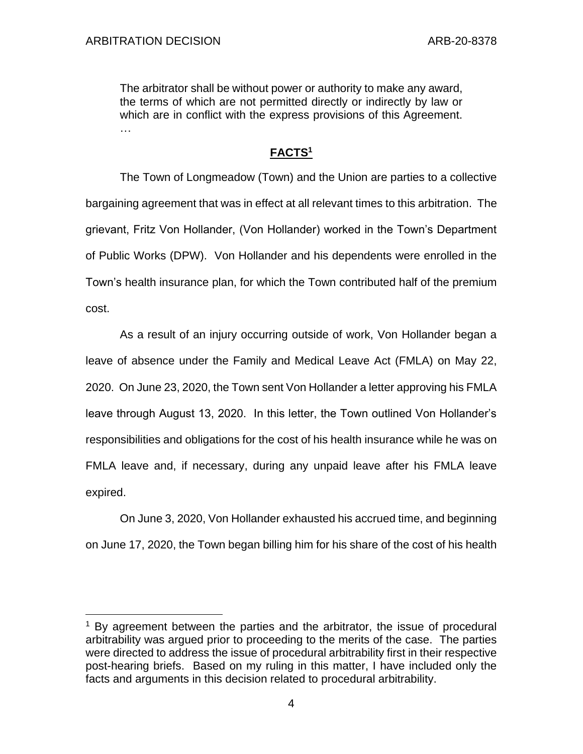The arbitrator shall be without power or authority to make any award, the terms of which are not permitted directly or indirectly by law or which are in conflict with the express provisions of this Agreement. …

## FACTS[1]

The Town of Longmeadow (Town) and the Union are parties to a collective bargaining agreement that was in effect at all relevant times to this arbitration. The grievant, Fritz Von Hollander, (Von Hollander) worked in the Town's Department of Public Works (DPW). Von Hollander and his dependents were enrolled in the Town's health insurance plan, for which the Town contributed half of the premium cost.

As a result of an injury occurring outside of work, Von Hollander began a leave of absence under the Family and Medical Leave Act (FMLA) on May 22, 2020. On June 23, 2020, the Town sent Von Hollander a letter approving his FMLA leave through August 13, 2020. In this letter, the Town outlined Von Hollander's responsibilities and obligations for the cost of his health insurance while he was on FMLA leave and, if necessary, during any unpaid leave after his FMLA leave expired.

On June 3, 2020, Von Hollander exhausted his accrued time, and beginning on June 17, 2020, the Town began billing him for his share of the cost of his health

[1] By agreement between the parties and the arbitrator, the issue of procedural arbitrability was argued prior to proceeding to the merits of the case. The parties were directed to address the issue of procedural arbitrability first in their respective post-hearing briefs. Based on my ruling in this matter, I have included only the facts and arguments in this decision related to procedural arbitrability.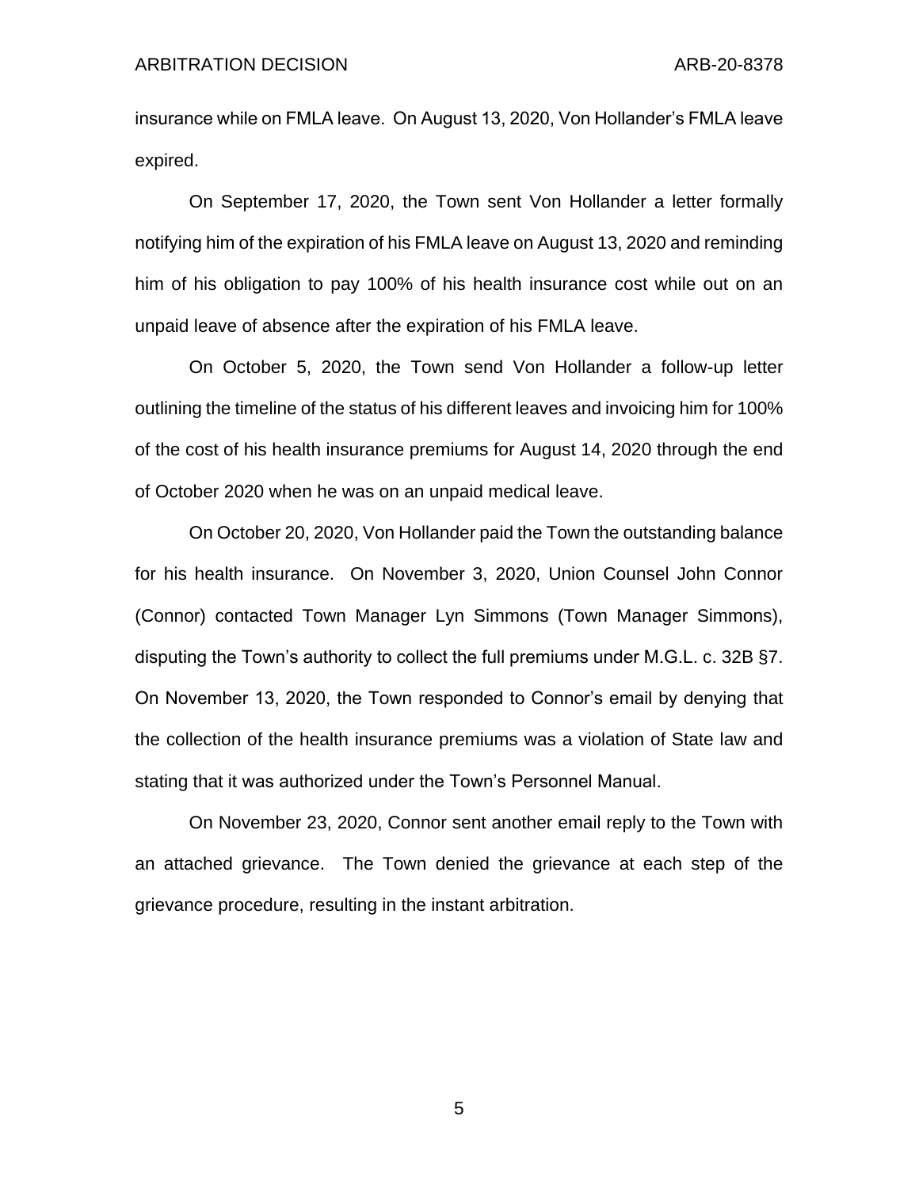insurance while on FMLA leave. On August 13, 2020, Von Hollander's FMLA leave expired.

On September 17, 2020, the Town sent Von Hollander a letter formally notifying him of the expiration of his FMLA leave on August 13, 2020 and reminding him of his obligation to pay 100% of his health insurance cost while out on an unpaid leave of absence after the expiration of his FMLA leave.

On October 5, 2020, the Town send Von Hollander a follow-up letter outlining the timeline of the status of his different leaves and invoicing him for 100% of the cost of his health insurance premiums for August 14, 2020 through the end of October 2020 when he was on an unpaid medical leave.

On October 20, 2020, Von Hollander paid the Town the outstanding balance for his health insurance. On November 3, 2020, Union Counsel John Connor (Connor) contacted Town Manager Lyn Simmons (Town Manager Simmons), disputing the Town's authority to collect the full premiums under M.G.L. c. 32B §7. On November 13, 2020, the Town responded to Connor's email by denying that the collection of the health insurance premiums was a violation of State law and stating that it was authorized under the Town's Personnel Manual.

On November 23, 2020, Connor sent another email reply to the Town with an attached grievance. The Town denied the grievance at each step of the grievance procedure, resulting in the instant arbitration.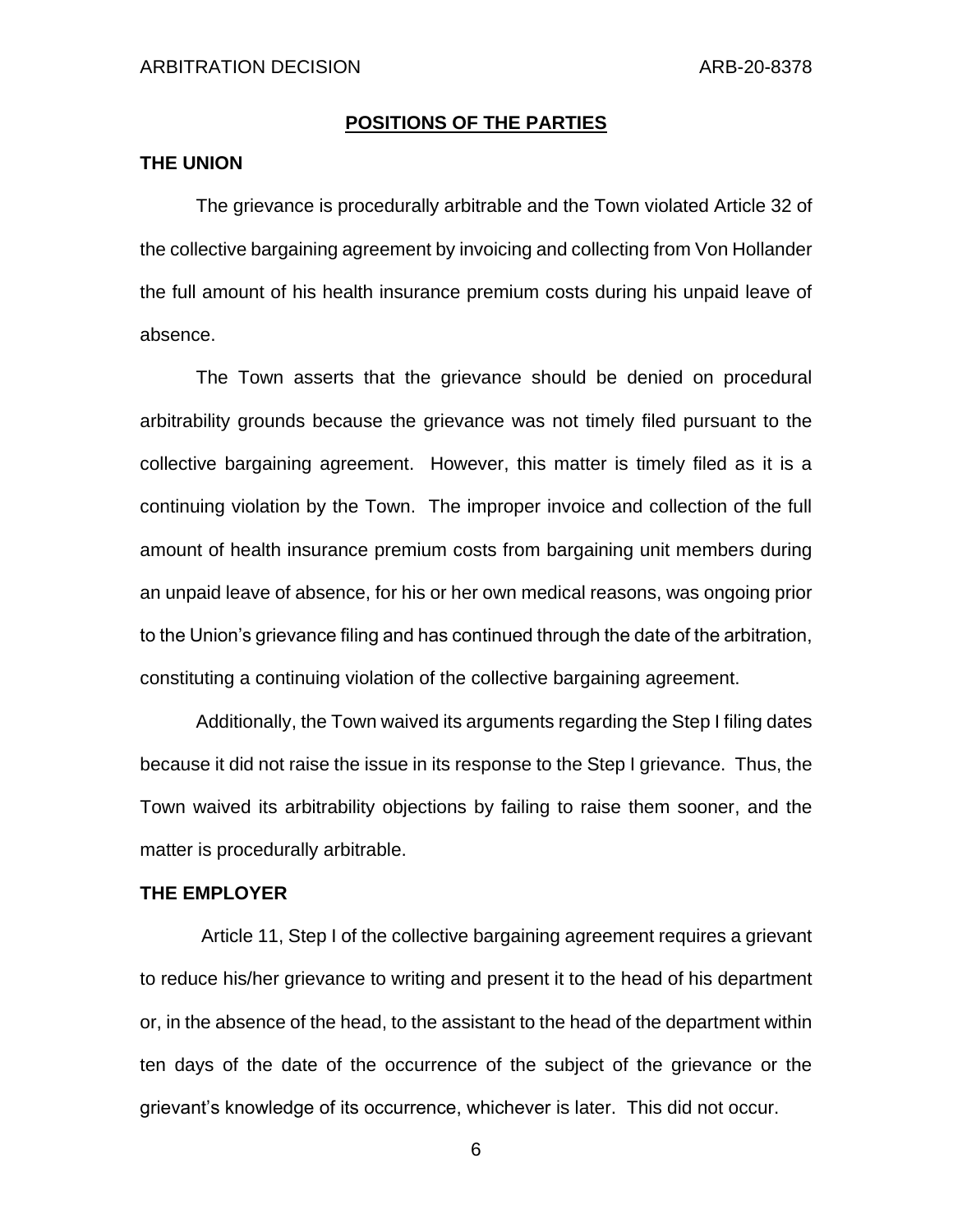## POSITIONS OF THE PARTIES

### THE UNION

The grievance is procedurally arbitrable and the Town violated Article 32 of the collective bargaining agreement by invoicing and collecting from Von Hollander the full amount of his health insurance premium costs during his unpaid leave of absence.

The Town asserts that the grievance should be denied on procedural arbitrability grounds because the grievance was not timely filed pursuant to the collective bargaining agreement. However, this matter is timely filed as it is a continuing violation by the Town. The improper invoice and collection of the full amount of health insurance premium costs from bargaining unit members during an unpaid leave of absence, for his or her own medical reasons, was ongoing prior to the Union's grievance filing and has continued through the date of the arbitration, constituting a continuing violation of the collective bargaining agreement.

Additionally, the Town waived its arguments regarding the Step I filing dates because it did not raise the issue in its response to the Step I grievance. Thus, the Town waived its arbitrability objections by failing to raise them sooner, and the matter is procedurally arbitrable.

### THE EMPLOYER

Article 11, Step I of the collective bargaining agreement requires a grievant to reduce his/her grievance to writing and present it to the head of his department or, in the absence of the head, to the assistant to the head of the department within ten days of the date of the occurrence of the subject of the grievance or the grievant's knowledge of its occurrence, whichever is later. This did not occur.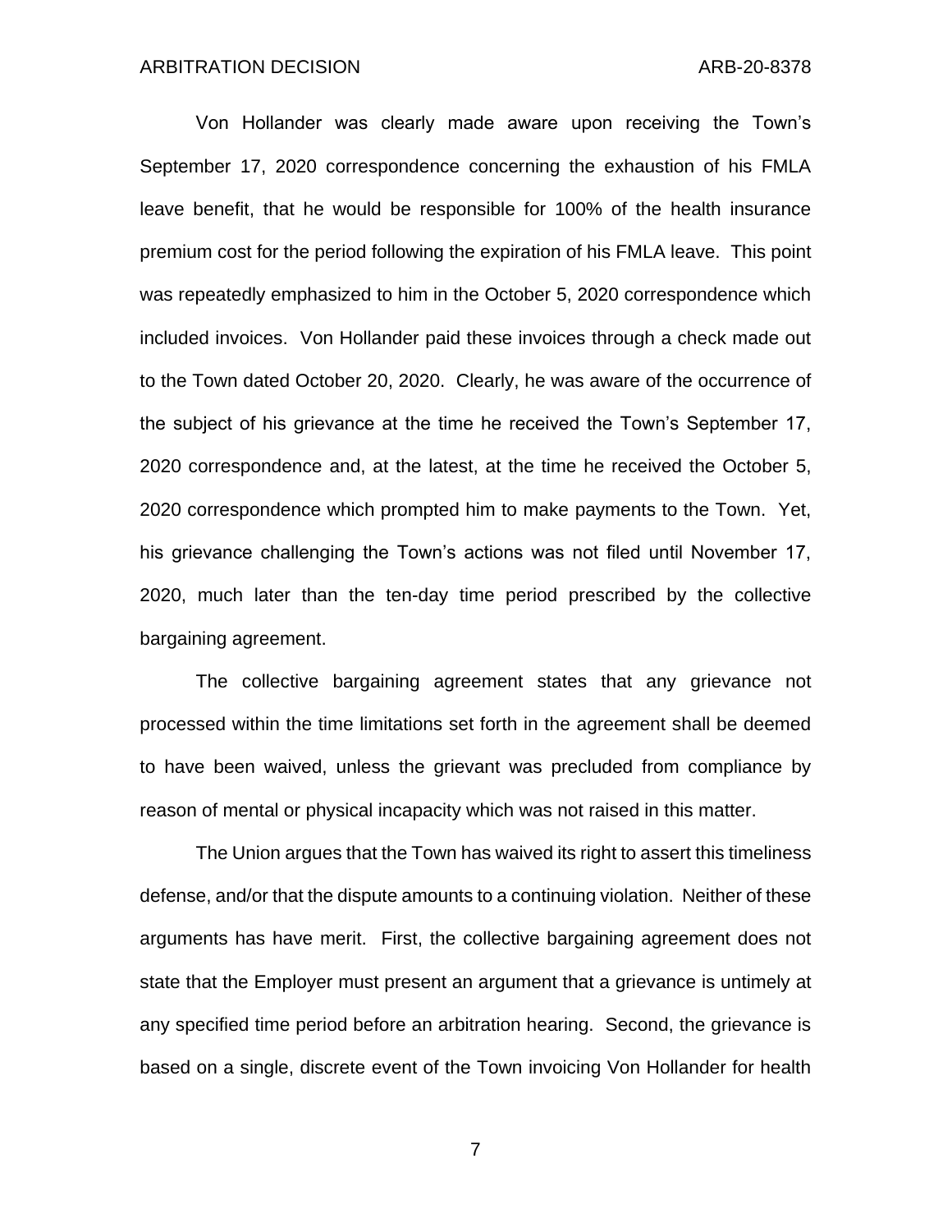Von Hollander was clearly made aware upon receiving the Town's September 17, 2020 correspondence concerning the exhaustion of his FMLA leave benefit, that he would be responsible for 100% of the health insurance premium cost for the period following the expiration of his FMLA leave. This point was repeatedly emphasized to him in the October 5, 2020 correspondence which included invoices. Von Hollander paid these invoices through a check made out to the Town dated October 20, 2020. Clearly, he was aware of the occurrence of the subject of his grievance at the time he received the Town's September 17, 2020 correspondence and, at the latest, at the time he received the October 5, 2020 correspondence which prompted him to make payments to the Town. Yet, his grievance challenging the Town's actions was not filed until November 17, 2020, much later than the ten-day time period prescribed by the collective bargaining agreement.

The collective bargaining agreement states that any grievance not processed within the time limitations set forth in the agreement shall be deemed to have been waived, unless the grievant was precluded from compliance by reason of mental or physical incapacity which was not raised in this matter.

The Union argues that the Town has waived its right to assert this timeliness defense, and/or that the dispute amounts to a continuing violation. Neither of these arguments has have merit. First, the collective bargaining agreement does not state that the Employer must present an argument that a grievance is untimely at any specified time period before an arbitration hearing. Second, the grievance is based on a single, discrete event of the Town invoicing Von Hollander for health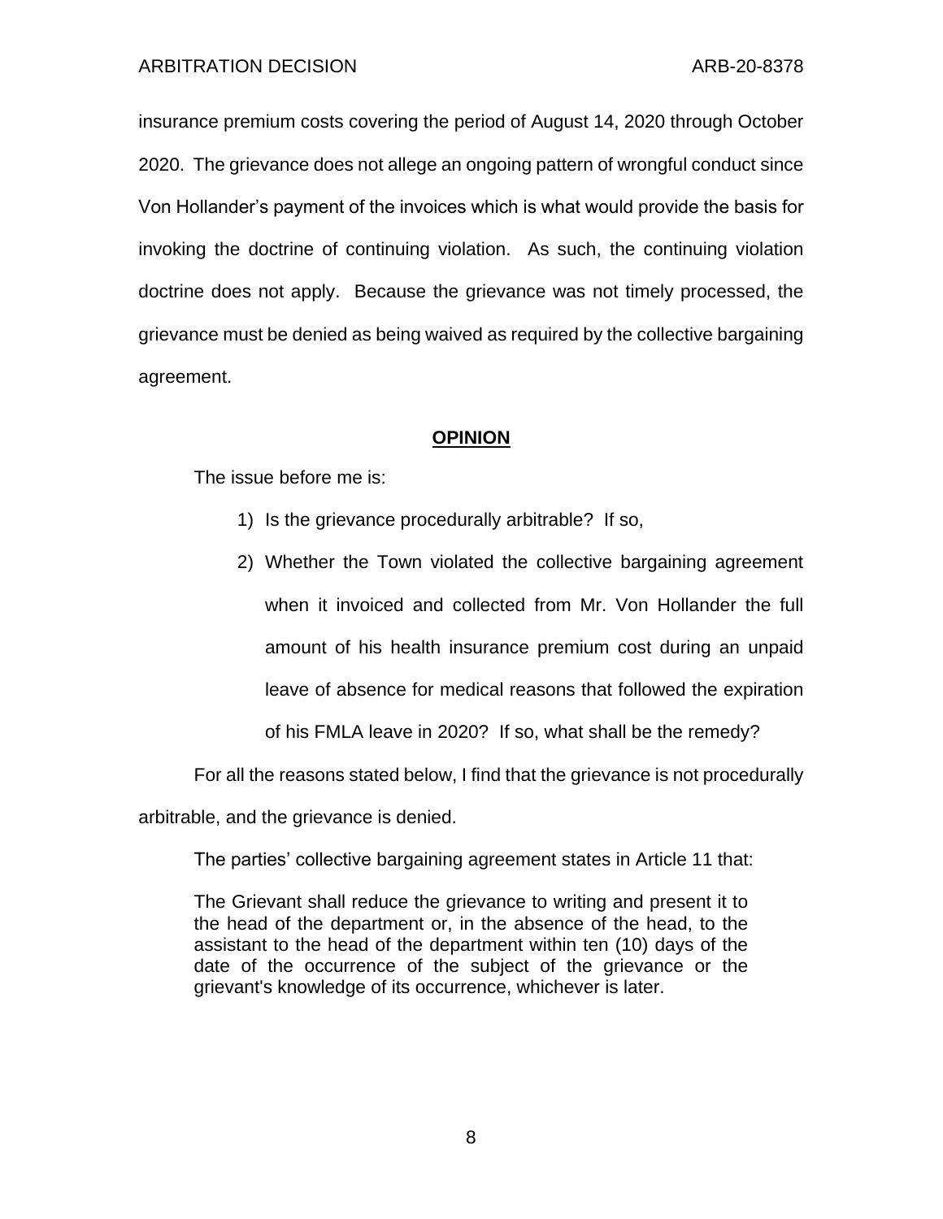insurance premium costs covering the period of August 14, 2020 through October 2020. The grievance does not allege an ongoing pattern of wrongful conduct since Von Hollander's payment of the invoices which is what would provide the basis for invoking the doctrine of continuing violation. As such, the continuing violation doctrine does not apply. Because the grievance was not timely processed, the grievance must be denied as being waived as required by the collective bargaining agreement.

## **OPINION**

The issue before me is:

1) Is the grievance procedurally arbitrable? If so,
2) Whether the Town violated the collective bargaining agreement when it invoiced and collected from Mr. Von Hollander the full amount of his health insurance premium cost during an unpaid leave of absence for medical reasons that followed the expiration of his FMLA leave in 2020? If so, what shall be the remedy?

For all the reasons stated below, I find that the grievance is not procedurally arbitrable, and the grievance is denied.

The parties' collective bargaining agreement states in Article 11 that:

> The Grievant shall reduce the grievance to writing and present it to the head of the department or, in the absence of the head, to the assistant to the head of the department within ten (10) days of the date of the occurrence of the subject of the grievance or the grievant's knowledge of its occurrence, whichever is later.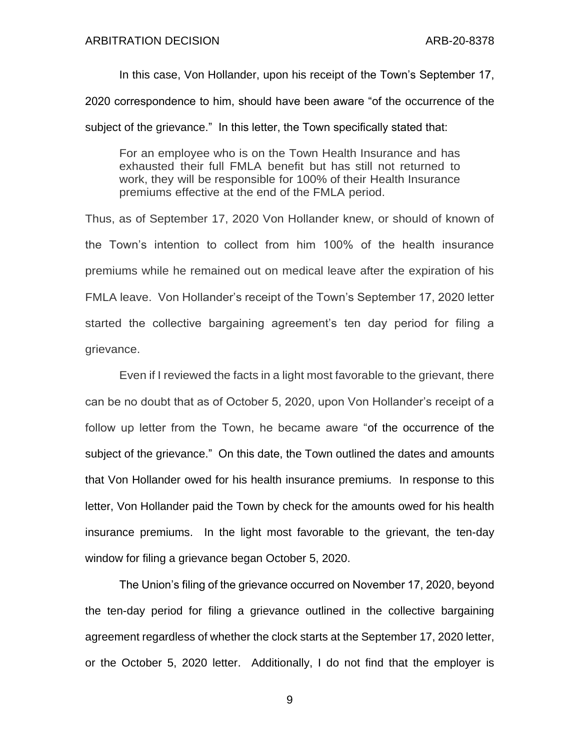In this case, Von Hollander, upon his receipt of the Town's September 17, 2020 correspondence to him, should have been aware "of the occurrence of the subject of the grievance." In this letter, the Town specifically stated that:

> For an employee who is on the Town Health Insurance and has exhausted their full FMLA benefit but has still not returned to work, they will be responsible for 100% of their Health Insurance premiums effective at the end of the FMLA period.

Thus, as of September 17, 2020 Von Hollander knew, or should of known of the Town's intention to collect from him 100% of the health insurance premiums while he remained out on medical leave after the expiration of his FMLA leave. Von Hollander's receipt of the Town's September 17, 2020 letter started the collective bargaining agreement's ten day period for filing a grievance.

Even if I reviewed the facts in a light most favorable to the grievant, there can be no doubt that as of October 5, 2020, upon Von Hollander's receipt of a follow up letter from the Town, he became aware "of the occurrence of the subject of the grievance." On this date, the Town outlined the dates and amounts that Von Hollander owed for his health insurance premiums. In response to this letter, Von Hollander paid the Town by check for the amounts owed for his health insurance premiums. In the light most favorable to the grievant, the ten-day window for filing a grievance began October 5, 2020.

The Union's filing of the grievance occurred on November 17, 2020, beyond the ten-day period for filing a grievance outlined in the collective bargaining agreement regardless of whether the clock starts at the September 17, 2020 letter, or the October 5, 2020 letter. Additionally, I do not find that the employer is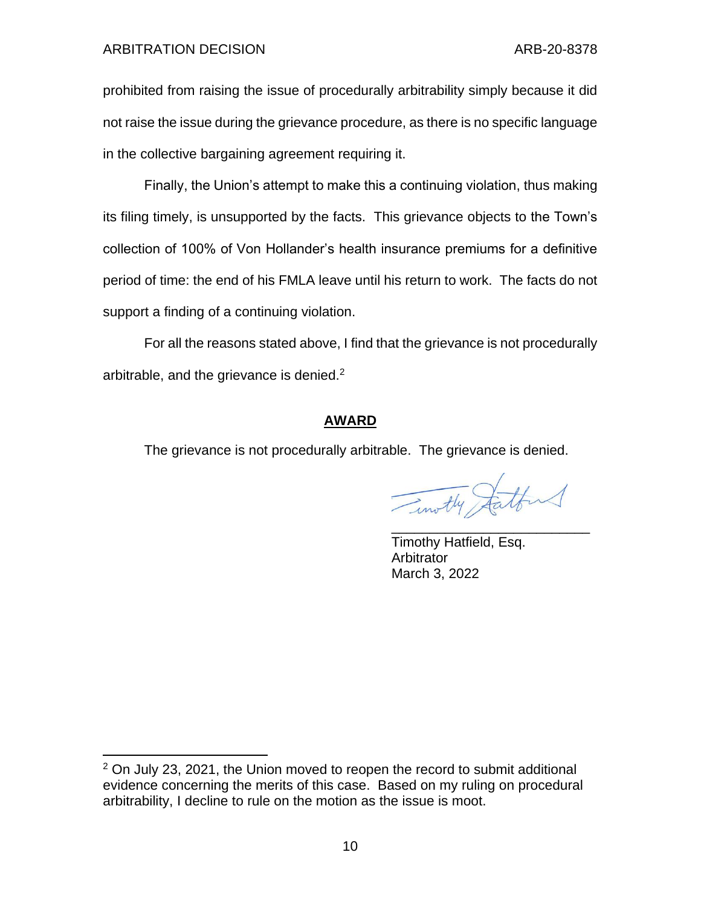prohibited from raising the issue of procedurally arbitrability simply because it did not raise the issue during the grievance procedure, as there is no specific language in the collective bargaining agreement requiring it.

Finally, the Union's attempt to make this a continuing violation, thus making its filing timely, is unsupported by the facts. This grievance objects to the Town's collection of 100% of Von Hollander's health insurance premiums for a definitive period of time: the end of his FMLA leave until his return to work. The facts do not support a finding of a continuing violation.

For all the reasons stated above, I find that the grievance is not procedurally arbitrable, and the grievance is denied.[2]

## **AWARD**

The grievance is not procedurally arbitrable. The grievance is denied.

Timothy Hatfield, Esq.
Arbitrator
March 3, 2022

[2] On July 23, 2021, the Union moved to reopen the record to submit additional evidence concerning the merits of this case. Based on my ruling on procedural arbitrability, I decline to rule on the motion as the issue is moot.